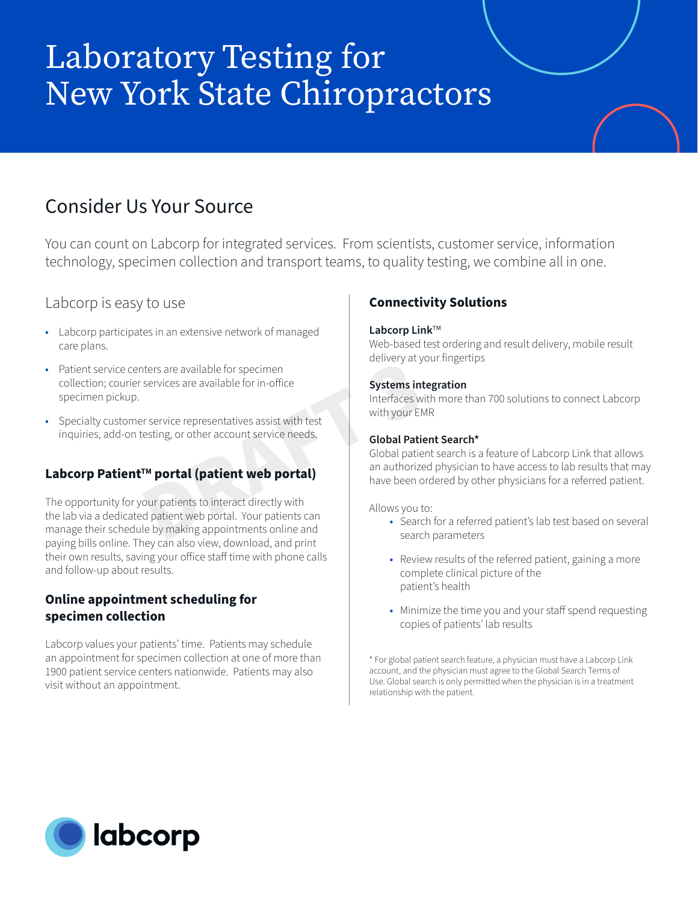# Laboratory Testing for New York State Chiropractors

## Consider Us Your Source

You can count on Labcorp for integrated services. From scientists, customer service, information technology, specimen collection and transport teams, to quality testing, we combine all in one.

### Labcorp is easy to use

- Labcorp participates in an extensive network of managed care plans.
- Patient service centers are available for specimen collection; courier services are available for in-office specimen pickup.
- Specialty customer service representatives assist with test inquiries, add-on testing, or other account service needs.

### Labcorp Patient™ portal (patient web portal)

The opportunity for your patients to interact directly with the lab via a dedicated patient web portal. Your patients can manage their schedule by making appointments online and paying bills online. They can also view, download, and print their own results, saving your office staff time with phone calls and follow-up about results.

### Online appointment scheduling for specimen collection

Labcorp values your patients' time. Patients may schedule an appointment for specimen collection at one of more than 1900 patient service centers nationwide. Patients may also visit without an appointment.

### Connectivity Solutions

**Labcorp Link™**
Web-based test ordering and result delivery, mobile result delivery at your fingertips

**Systems integration**
Interfaces with more than 700 solutions to connect Labcorp with your EMR

**Global Patient Search***
Global patient search is a feature of Labcorp Link that allows an authorized physician to have access to lab results that may have been ordered by other physicians for a referred patient.

Allows you to:

- Search for a referred patient's lab test based on several search parameters
- Review results of the referred patient, gaining a more complete clinical picture of the patient's health
- Minimize the time you and your staff spend requesting copies of patients' lab results

* For global patient search feature, a physician must have a Labcorp Link account, and the physician must agree to the Global Search Terms of Use. Global search is only permitted when the physician is in a treatment relationship with the patient.

labcorp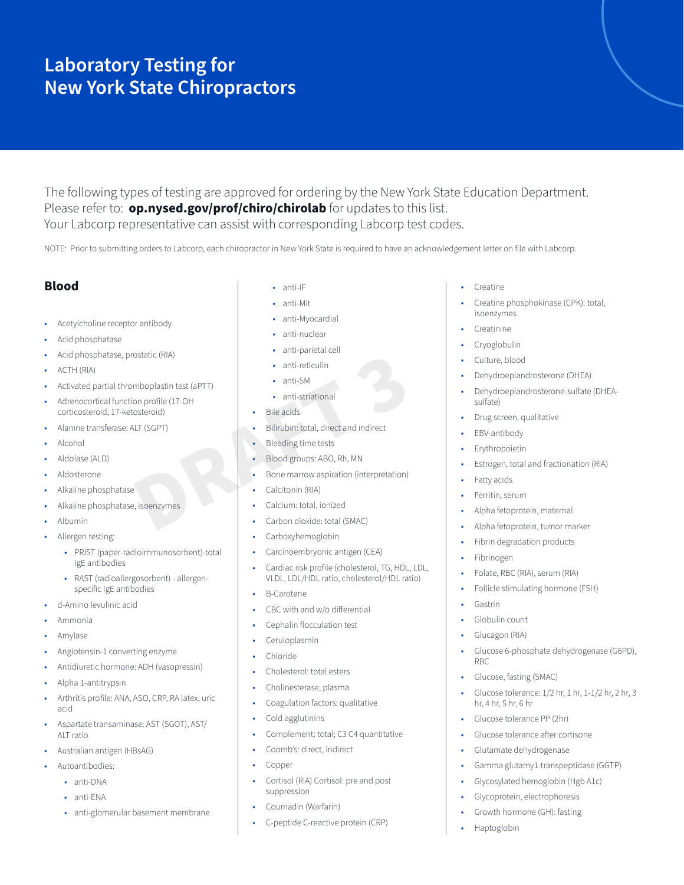# Laboratory Testing for New York State Chiropractors

The following types of testing are approved for ordering by the New York State Education Department. Please refer to: **op.nysed.gov/prof/chiro/chirolab** for updates to this list. Your Labcorp representative can assist with corresponding Labcorp test codes.

NOTE: Prior to submitting orders to Labcorp, each chiropractor in New York State is required to have an acknowledgement letter on file with Labcorp.

## Blood

- Acetylcholine receptor antibody
- Acid phosphatase
- Acid phosphatase, prostatic (RIA)
- ACTH (RIA)
- Activated partial thromboplastin test (aPTT)
- Adrenocortical function profile (17-OH corticosteroid, 17-ketosteroid)
- Alanine transferase: ALT (SGPT)
- Alcohol
- Aldolase (ALD)
- Aldosterone
- Alkaline phosphatase
- Alkaline phosphatase, isoenzymes
- Albumin
- Allergen testing:
  - PRIST (paper-radioimmunosorbent)-total IgE antibodies
  - RAST (radioallergosorbent) - allergen-specific IgE antibodies
- d-Amino levulinic acid
- Ammonia
- Amylase
- Angiotensin-1 converting enzyme
- Antidiuretic hormone: ADH (vasopressin)
- Alpha 1-antitrypsin
- Arthritis profile: ANA, ASO, CRP, RA latex, uric acid
- Aspartate transaminase: AST (SGOT), AST/ALT ratio
- Australian antigen (HBsAG)
- Autoantibodies:
  - anti-DNA
  - anti-ENA
  - anti-glomerular basement membrane
  - anti-IF
  - anti-Mit
  - anti-Myocardial
  - anti-nuclear
  - anti-parietal cell
  - anti-reticulin
  - anti-SM
  - anti-striational
- Bile acids
- Bilirubin: total, direct and indirect
- Bleeding time tests
- Blood groups: ABO, Rh, MN
- Bone marrow aspiration (interpretation)
- Calcitonin (RIA)
- Calcium: total, ionized
- Carbon dioxide: total (SMAC)
- Carboxyhemoglobin
- Carcinoembryonic antigen (CEA)
- Cardiac risk profile (cholesterol, TG, HDL, LDL, VLDL, LDL/HDL ratio, cholesterol/HDL ratio)
- B-Carotene
- CBC with and w/o differential
- Cephalin flocculation test
- Ceruloplasmin
- Chloride
- Cholesterol: total esters
- Cholinesterase, plasma
- Coagulation factors: qualitative
- Cold agglutinins
- Complement: total; C3 C4 quantitative
- Coomb's: direct, indirect
- Copper
- Cortisol (RIA) Cortisol: pre and post suppression
- Coumadin (Warfarin)
- C-peptide C-reactive protein (CRP)
- Creatine
- Creatine phosphokinase (CPK): total, isoenzymes
- Creatinine
- Cryoglobulin
- Culture, blood
- Dehydroepiandrosterone (DHEA)
- Dehydroepiandrosterone-sulfate (DHEA-sulfate)
- Drug screen, qualitative
- EBV-antibody
- Erythropoietin
- Estrogen, total and fractionation (RIA)
- Fatty acids
- Ferritin, serum
- Alpha fetoprotein, maternal
- Alpha fetoprotein, tumor marker
- Fibrin degradation products
- Fibrinogen
- Folate, RBC (RIA), serum (RIA)
- Follicle stimulating hormone (FSH)
- Gastrin
- Globulin count
- Glucagon (RIA)
- Glucose 6-phosphate dehydrogenase (G6PD), RBC
- Glucose, fasting (SMAC)
- Glucose tolerance: 1/2 hr, 1 hr, 1-1/2 hr, 2 hr, 3 hr, 4 hr, 5 hr, 6 hr
- Glucose tolerance PP (2hr)
- Glucose tolerance after cortisone
- Glutamate dehydrogenase
- Gamma glutamy1-transpeptidase (GGTP)
- Glycosylated hemoglobin (Hgb A1c)
- Glycoprotein, electrophoresis
- Growth hormone (GH): fasting
- Haptoglobin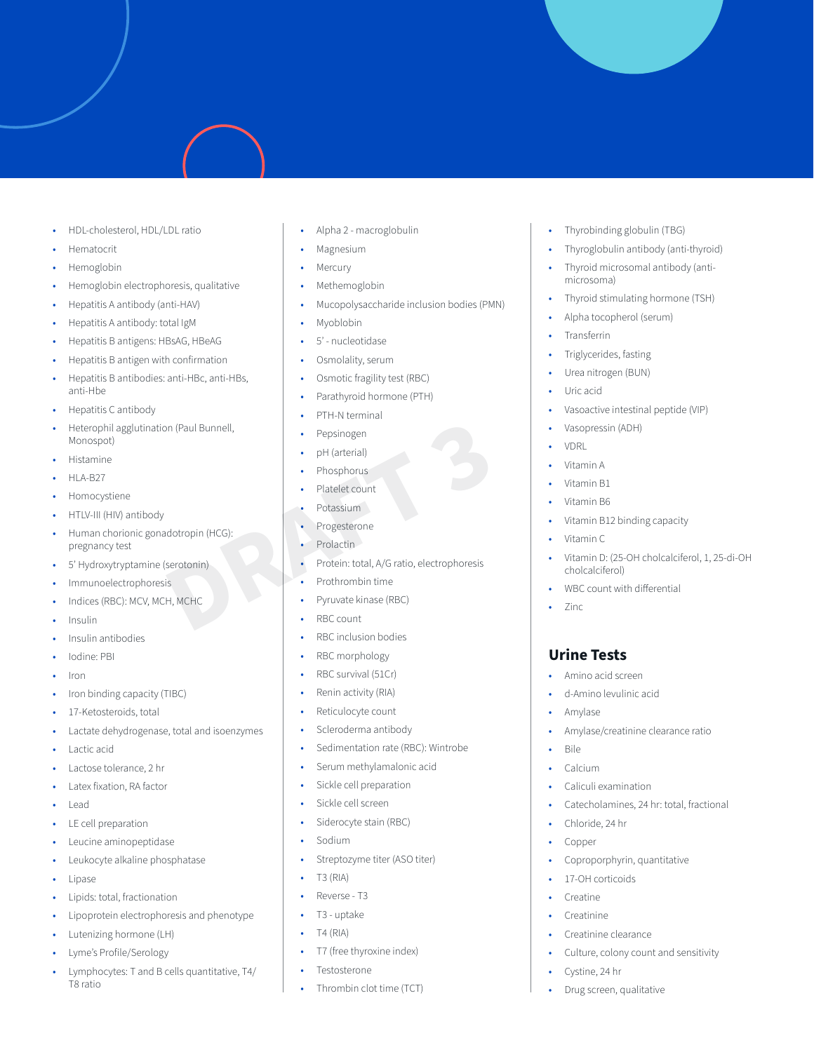- HDL-cholesterol, HDL/LDL ratio
- Hematocrit
- Hemoglobin
- Hemoglobin electrophoresis, qualitative
- Hepatitis A antibody (anti-HAV)
- Hepatitis A antibody: total IgM
- Hepatitis B antigens: HBsAG, HBeAG
- Hepatitis B antigen with confirmation
- Hepatitis B antibodies: anti-HBc, anti-HBs, anti-Hbe
- Hepatitis C antibody
- Heterophil agglutination (Paul Bunnell, Monospot)
- Histamine
- HLA-B27
- Homocystiene
- HTLV-III (HIV) antibody
- Human chorionic gonadotropin (HCG): pregnancy test
- 5' Hydroxytryptamine (serotonin)
- Immunoelectrophoresis
- Indices (RBC): MCV, MCH, MCHC
- Insulin
- Insulin antibodies
- Iodine: PBI
- Iron
- Iron binding capacity (TIBC)
- 17-Ketosteroids, total
- Lactate dehydrogenase, total and isoenzymes
- Lactic acid
- Lactose tolerance, 2 hr
- Latex fixation, RA factor
- Lead
- LE cell preparation
- Leucine aminopeptidase
- Leukocyte alkaline phosphatase
- Lipase
- Lipids: total, fractionation
- Lipoprotein electrophoresis and phenotype
- Lutenizing hormone (LH)
- Lyme's Profile/Serology
- Lymphocytes: T and B cells quantitative, T4/T8 ratio
- Alpha 2 - macroglobulin
- Magnesium
- Mercury
- Methemoglobin
- Mucopolysaccharide inclusion bodies (PMN)
- Myoblobin
- 5' - nucleotidase
- Osmolality, serum
- Osmotic fragility test (RBC)
- Parathyroid hormone (PTH)
- PTH-N terminal
- Pepsinogen
- pH (arterial)
- Phosphorus
- Platelet count
- Potassium
- Progesterone
- Prolactin
- Protein: total, A/G ratio, electrophoresis
- Prothrombin time
- Pyruvate kinase (RBC)
- RBC count
- RBC inclusion bodies
- RBC morphology
- RBC survival (51Cr)
- Renin activity (RIA)
- Reticulocyte count
- Scleroderma antibody
- Sedimentation rate (RBC): Wintrobe
- Serum methylamalonic acid
- Sickle cell preparation
- Sickle cell screen
- Siderocyte stain (RBC)
- Sodium
- Streptozyme titer (ASO titer)
- T3 (RIA)
- Reverse - T3
- T3 - uptake
- T4 (RIA)
- T7 (free thyroxine index)
- Testosterone
- Thrombin clot time (TCT)
- Thyrobinding globulin (TBG)
- Thyroglobulin antibody (anti-thyroid)
- Thyroid microsomal antibody (anti-microsoma)
- Thyroid stimulating hormone (TSH)
- Alpha tocopherol (serum)
- Transferrin
- Triglycerides, fasting
- Urea nitrogen (BUN)
- Uric acid
- Vasoactive intestinal peptide (VIP)
- Vasopressin (ADH)
- VDRL
- Vitamin A
- Vitamin B1
- Vitamin B6
- Vitamin B12 binding capacity
- Vitamin C
- Vitamin D: (25-OH cholcalciferol, 1, 25-di-OH cholcalciferol)
- WBC count with differential
- Zinc

## Urine Tests

- Amino acid screen
- d-Amino levulinic acid
- Amylase
- Amylase/creatinine clearance ratio
- Bile
- Calcium
- Caliculi examination
- Catecholamines, 24 hr: total, fractional
- Chloride, 24 hr
- Copper
- Coproporphyrin, quantitative
- 17-OH corticoids
- Creatine
- Creatinine
- Creatinine clearance
- Culture, colony count and sensitivity
- Cystine, 24 hr
- Drug screen, qualitative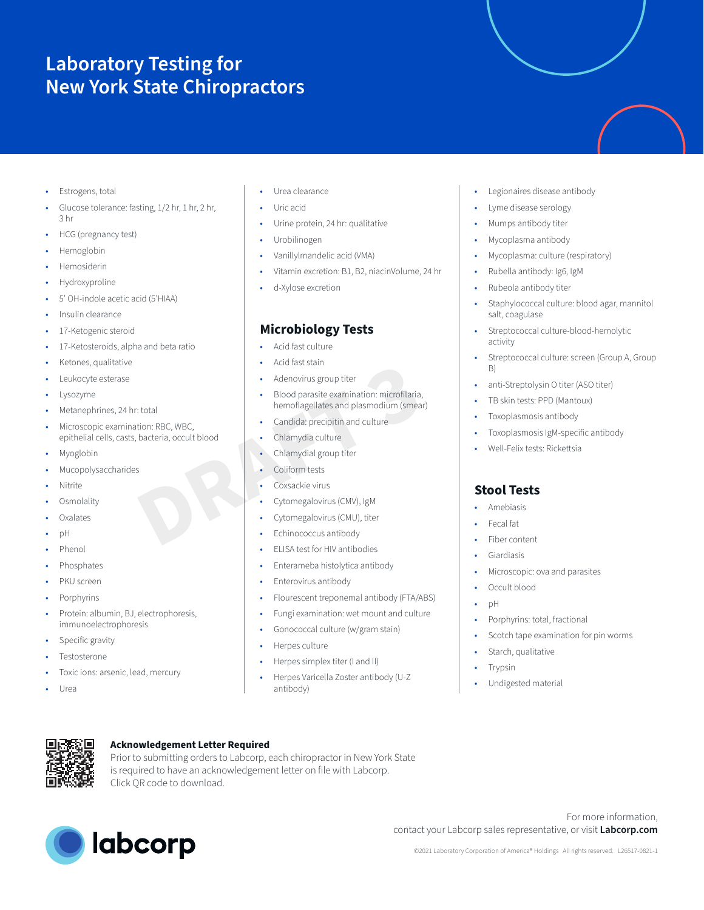# Laboratory Testing for New York State Chiropractors

- Estrogens, total
- Glucose tolerance: fasting, 1/2 hr, 1 hr, 2 hr, 3 hr
- HCG (pregnancy test)
- Hemoglobin
- Hemosiderin
- Hydroxyproline
- 5' OH-indole acetic acid (5'HIAA)
- Insulin clearance
- 17-Ketogenic steroid
- 17-Ketosteroids, alpha and beta ratio
- Ketones, qualitative
- Leukocyte esterase
- Lysozyme
- Metanephrines, 24 hr: total
- Microscopic examination: RBC, WBC, epithelial cells, casts, bacteria, occult blood
- Myoglobin
- Mucopolysaccharides
- Nitrite
- Osmolality
- Oxalates
- pH
- Phenol
- Phosphates
- PKU screen
- Porphyrins
- Protein: albumin, BJ, electrophoresis, immunoelectrophoresis
- Specific gravity
- Testosterone
- Toxic ions: arsenic, lead, mercury
- Urea
- Urea clearance
- Uric acid
- Urine protein, 24 hr: qualitative
- Urobilinogen
- Vanillylmandelic acid (VMA)
- Vitamin excretion: B1, B2, niacinVolume, 24 hr
- d-Xylose excretion

## Microbiology Tests

- Acid fast culture
- Acid fast stain
- Adenovirus group titer
- Blood parasite examination: microfilaria, hemoflagellates and plasmodium (smear)
- Candida: precipitin and culture
- Chlamydia culture
- Chlamydial group titer
- Coliform tests
- Coxsackie virus
- Cytomegalovirus (CMV), IgM
- Cytomegalovirus (CMU), titer
- Echinococcus antibody
- ELISA test for HIV antibodies
- Enterameba histolytica antibody
- Enterovirus antibody
- Flourescent treponemal antibody (FTA/ABS)
- Fungi examination: wet mount and culture
- Gonococcal culture (w/gram stain)
- Herpes culture
- Herpes simplex titer (I and II)
- Herpes Varicella Zoster antibody (U-Z antibody)
- Legionaires disease antibody
- Lyme disease serology
- Mumps antibody titer
- Mycoplasma antibody
- Mycoplasma: culture (respiratory)
- Rubella antibody: Ig6, IgM
- Rubeola antibody titer
- Staphylococcal culture: blood agar, mannitol salt, coagulase
- Streptococcal culture-blood-hemolytic activity
- Streptococcal culture: screen (Group A, Group B)
- anti-Streptolysin O titer (ASO titer)
- TB skin tests: PPD (Mantoux)
- Toxoplasmosis antibody
- Toxoplasmosis IgM-specific antibody
- Well-Felix tests: Rickettsia

## Stool Tests

- Amebiasis
- Fecal fat
- Fiber content
- Giardiasis
- Microscopic: ova and parasites
- Occult blood
- pH
- Porphyrins: total, fractional
- Scotch tape examination for pin worms
- Starch, qualitative
- Trypsin
- Undigested material

**Acknowledgement Letter Required**
Prior to submitting orders to Labcorp, each chiropractor in New York State is required to have an acknowledgement letter on file with Labcorp. Click QR code to download.

For more information, contact your Labcorp sales representative, or visit **Labcorp.com**

©2021 Laboratory Corporation of America® Holdings All rights reserved. L26517-0821-1